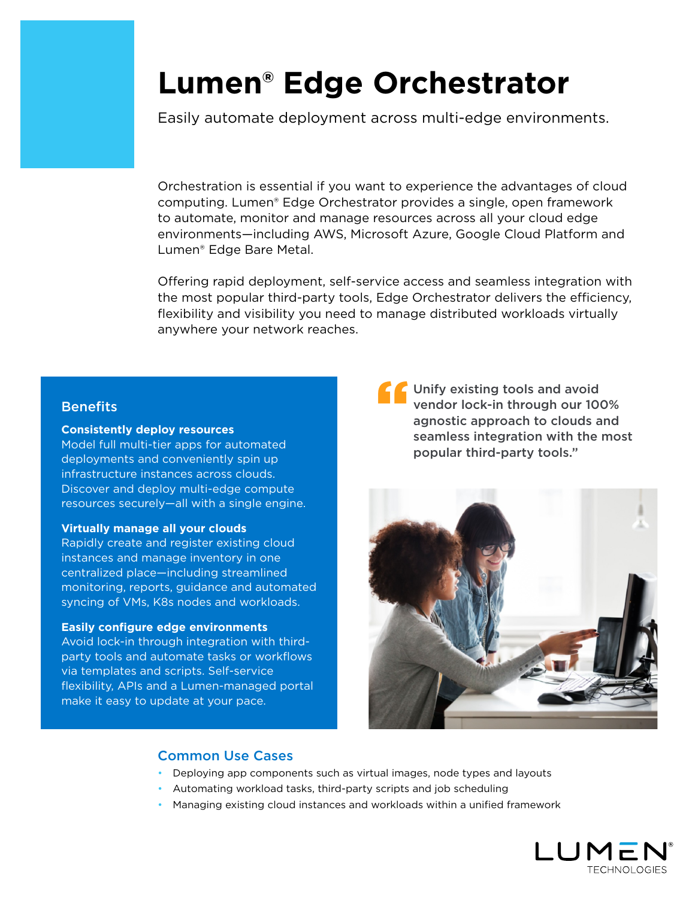# Lumen® Edge Orchestrator

Easily automate deployment across multi-edge environments.

Orchestration is essential if you want to experience the advantages of cloud computing. Lumen® Edge Orchestrator provides a single, open framework to automate, monitor and manage resources across all your cloud edge environments—including AWS, Microsoft Azure, Google Cloud Platform and Lumen® Edge Bare Metal.

Offering rapid deployment, self-service access and seamless integration with the most popular third-party tools, Edge Orchestrator delivers the efficiency, flexibility and visibility you need to manage distributed workloads virtually anywhere your network reaches.

## Benefits

**Consistently deploy resources**
Model full multi-tier apps for automated deployments and conveniently spin up infrastructure instances across clouds. Discover and deploy multi-edge compute resources securely—all with a single engine.

**Virtually manage all your clouds**
Rapidly create and register existing cloud instances and manage inventory in one centralized place—including streamlined monitoring, reports, guidance and automated syncing of VMs, K8s nodes and workloads.

**Easily configure edge environments**
Avoid lock-in through integration with third-party tools and automate tasks or workflows via templates and scripts. Self-service flexibility, APIs and a Lumen-managed portal make it easy to update at your pace.

> "Unify existing tools and avoid vendor lock-in through our 100% agnostic approach to clouds and seamless integration with the most popular third-party tools."

## Common Use Cases

- Deploying app components such as virtual images, node types and layouts
- Automating workload tasks, third-party scripts and job scheduling
- Managing existing cloud instances and workloads within a unified framework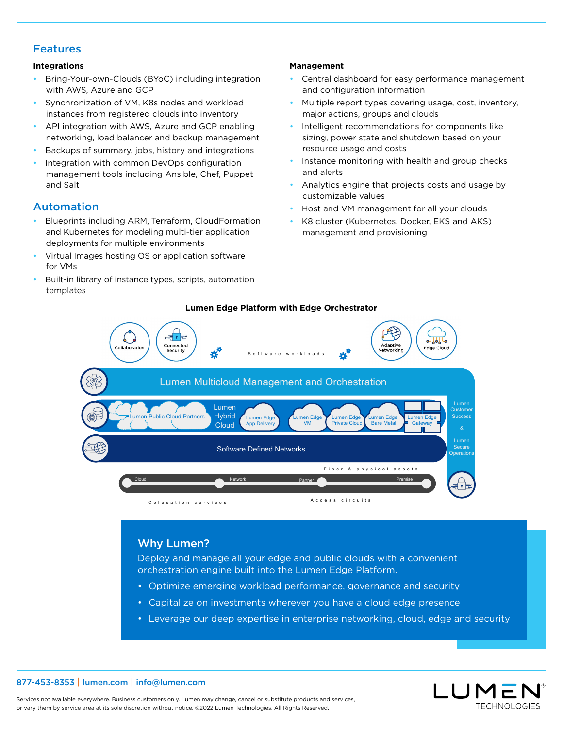## Features

### Integrations

- Bring-Your-own-Clouds (BYoC) including integration with AWS, Azure and GCP
- Synchronization of VM, K8s nodes and workload instances from registered clouds into inventory
- API integration with AWS, Azure and GCP enabling networking, load balancer and backup management
- Backups of summary, jobs, history and integrations
- Integration with common DevOps configuration management tools including Ansible, Chef, Puppet and Salt

## Automation

- Blueprints including ARM, Terraform, CloudFormation and Kubernetes for modeling multi-tier application deployments for multiple environments
- Virtual Images hosting OS or application software for VMs
- Built-in library of instance types, scripts, automation templates

### Management

- Central dashboard for easy performance management and configuration information
- Multiple report types covering usage, cost, inventory, major actions, groups and clouds
- Intelligent recommendations for components like sizing, power state and shutdown based on your resource usage and costs
- Instance monitoring with health and group checks and alerts
- Analytics engine that projects costs and usage by customizable values
- Host and VM management for all your clouds
- K8 cluster (Kubernetes, Docker, EKS and AKS) management and provisioning

**Lumen Edge Platform with Edge Orchestrator**

Collaboration
Connected Security
Software workloads
Adaptive Networking
Edge Cloud
Lumen Multicloud Management and Orchestration
Lumen Public Cloud Partners
Lumen Hybrid Cloud
Lumen Edge App Delivery
Lumen Edge VM
Lumen Edge Private Cloud
Lumen Edge Bare Metal
Lumen Edge Gateway
Lumen Customer Success & Lumen Secure Operations
Software Defined Networks
Fiber & physical assets
Cloud
Network
Partner
Premise
Colocation services
Access circuits

## Why Lumen?

Deploy and manage all your edge and public clouds with a convenient orchestration engine built into the Lumen Edge Platform.

- Optimize emerging workload performance, governance and security
- Capitalize on investments wherever you have a cloud edge presence
- Leverage our deep expertise in enterprise networking, cloud, edge and security

877-453-8353 | lumen.com | info@lumen.com

Services not available everywhere. Business customers only. Lumen may change, cancel or substitute products and services, or vary them by service area at its sole discretion without notice. ©2022 Lumen Technologies. All Rights Reserved.

LUMEN® TECHNOLOGIES